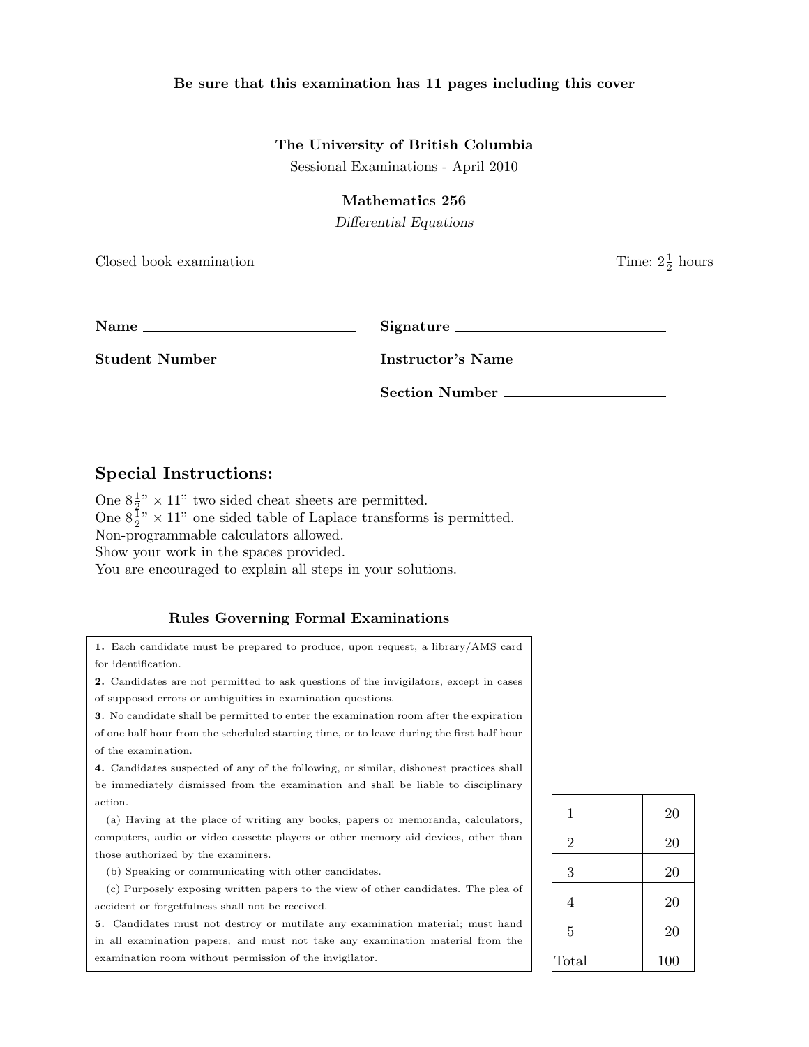**Be sure that this examination has 11 pages including this cover**

**The University of British Columbia**

Sessional Examinations - April 2010

**Mathematics 256**

*Differential Equations*

Closed book examination

Time: $2\frac{1}{2}$ hours

**Name** ____________________________

**Signature** ____________________________

**Student Number** ____________________________

**Instructor's Name** ____________________________

**Section Number** ____________________________

## Special Instructions:

One $8\frac{1}{2}$" $\times$ 11" two sided cheat sheets are permitted.
One $8\frac{1}{2}$" $\times$ 11" one sided table of Laplace transforms is permitted.
Non-programmable calculators allowed.
Show your work in the spaces provided.
You are encouraged to explain all steps in your solutions.

### Rules Governing Formal Examinations

**1.** Each candidate must be prepared to produce, upon request, a library/AMS card for identification.

**2.** Candidates are not permitted to ask questions of the invigilators, except in cases of supposed errors or ambiguities in examination questions.

**3.** No candidate shall be permitted to enter the examination room after the expiration of one half hour from the scheduled starting time, or to leave during the first half hour of the examination.

**4.** Candidates suspected of any of the following, or similar, dishonest practices shall be immediately dismissed from the examination and shall be liable to disciplinary action.

(a) Having at the place of writing any books, papers or memoranda, calculators, computers, audio or video cassette players or other memory aid devices, other than those authorized by the examiners.

(b) Speaking or communicating with other candidates.

(c) Purposely exposing written papers to the view of other candidates. The plea of accident or forgetfulness shall not be received.

**5.** Candidates must not destroy or mutilate any examination material; must hand in all examination papers; and must not take any examination material from the examination room without permission of the invigilator.

| | | |
|---|---|---|
| 1 | | 20 |
| 2 | | 20 |
| 3 | | 20 |
| 4 | | 20 |
| 5 | | 20 |
| Total | | 100 |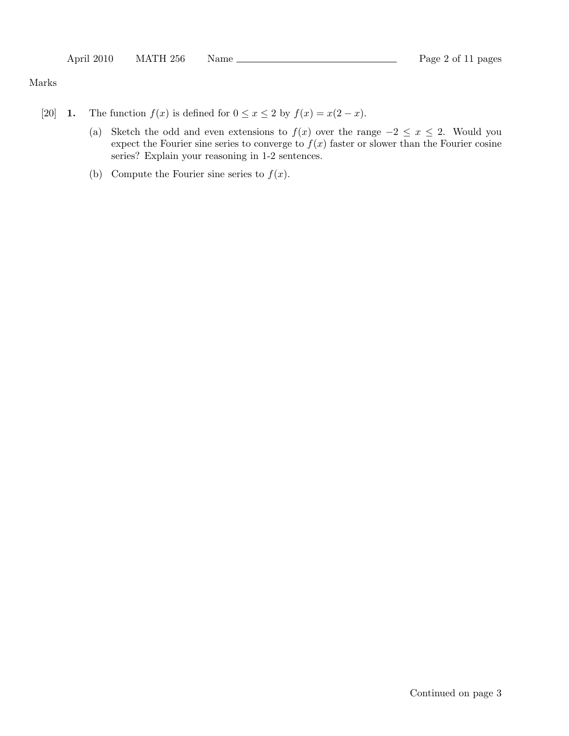Marks

[20] **1.** The function $f(x)$ is defined for $0 \leq x \leq 2$ by $f(x) = x(2-x)$.

(a) Sketch the odd and even extensions to $f(x)$ over the range $-2 \leq x \leq 2$. Would you expect the Fourier sine series to converge to $f(x)$ faster or slower than the Fourier cosine series? Explain your reasoning in 1-2 sentences.

(b) Compute the Fourier sine series to $f(x)$.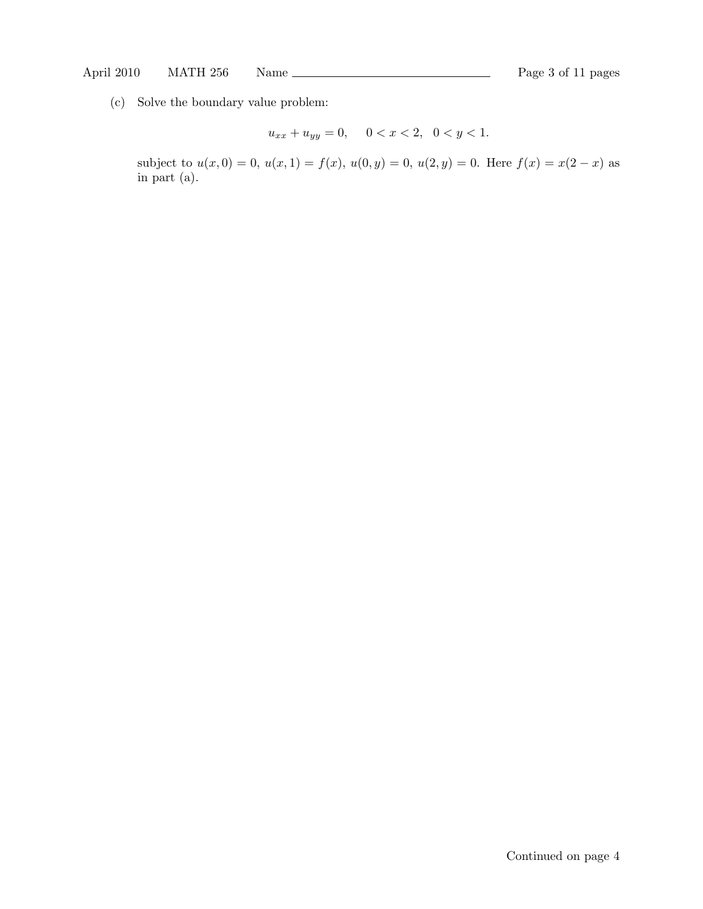(c) Solve the boundary value problem:

$$u_{xx} + u_{yy} = 0, \quad 0 < x < 2, \quad 0 < y < 1.$$

subject to $u(x, 0) = 0$, $u(x, 1) = f(x)$, $u(0, y) = 0$, $u(2, y) = 0$. Here $f(x) = x(2 - x)$ as in part (a).

Continued on page 4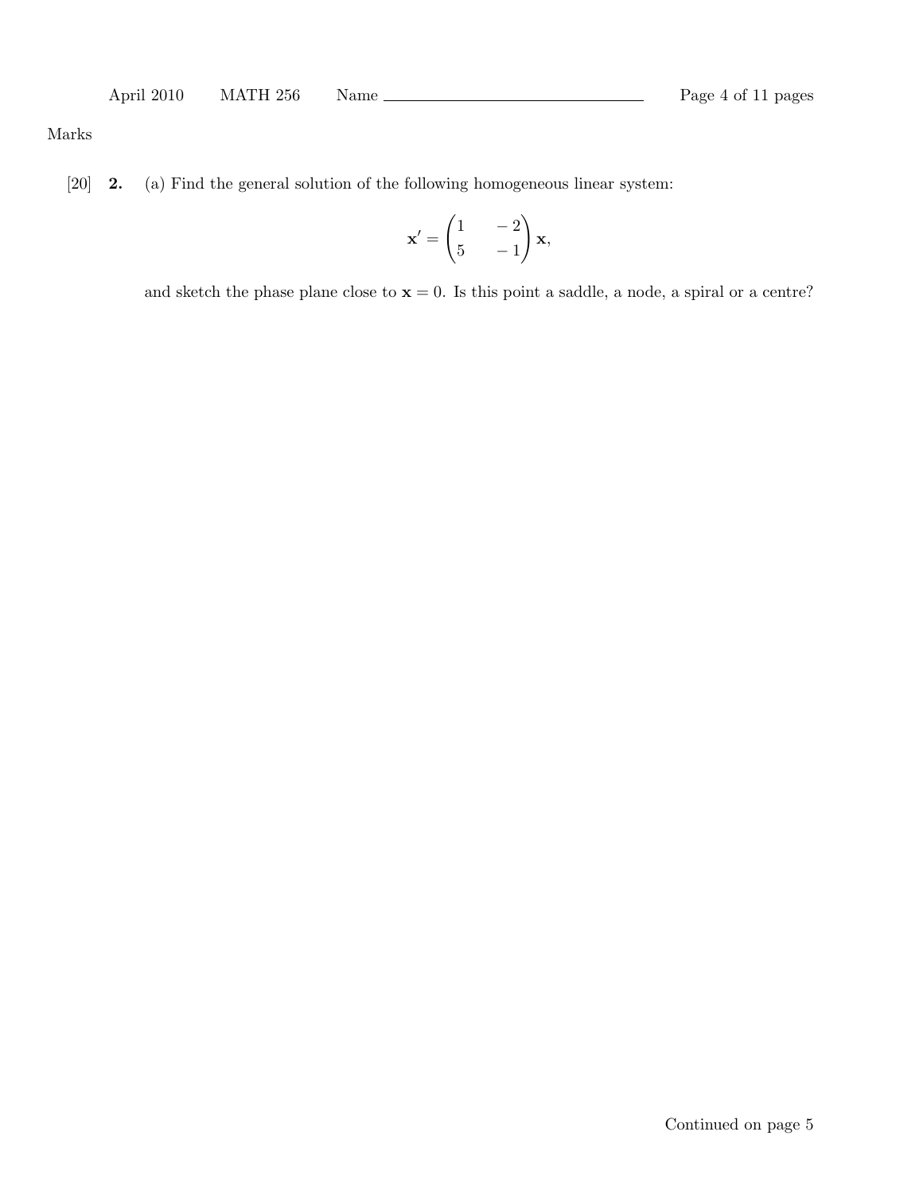Marks

[20] **2.** (a) Find the general solution of the following homogeneous linear system:

$$\mathbf{x}' = \begin{pmatrix} 1 & -2 \\ 5 & -1 \end{pmatrix} \mathbf{x},$$

and sketch the phase plane close to $\mathbf{x} = 0$. Is this point a saddle, a node, a spiral or a centre?

Continued on page 5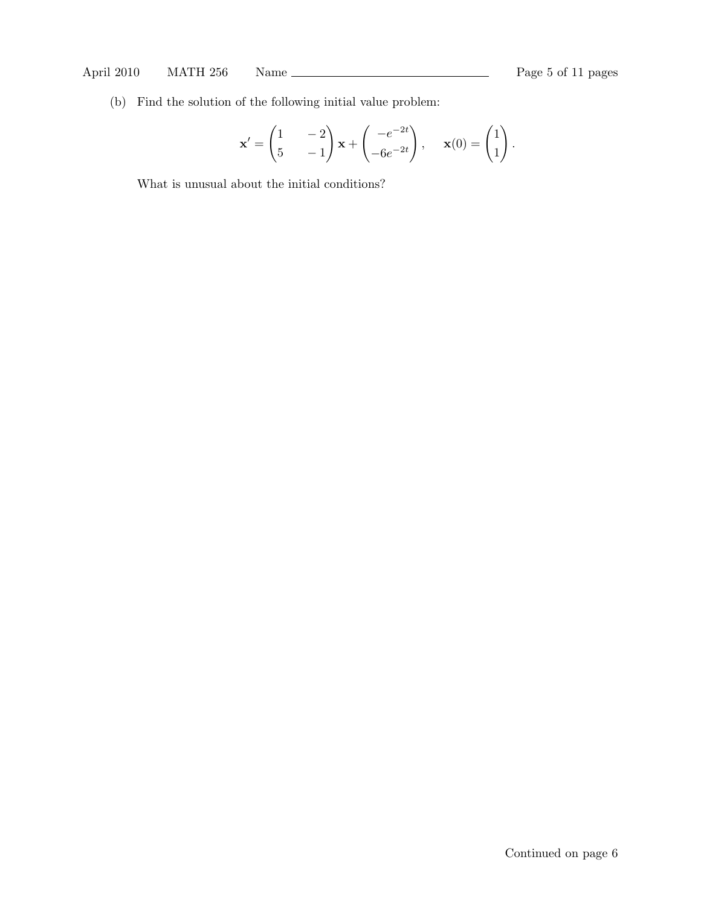(b) Find the solution of the following initial value problem:

$$\mathbf{x}' = \begin{pmatrix} 1 & -2 \\ 5 & -1 \end{pmatrix} \mathbf{x} + \begin{pmatrix} -e^{-2t} \\ -6e^{-2t} \end{pmatrix}, \qquad \mathbf{x}(0) = \begin{pmatrix} 1 \\ 1 \end{pmatrix}.$$

What is unusual about the initial conditions?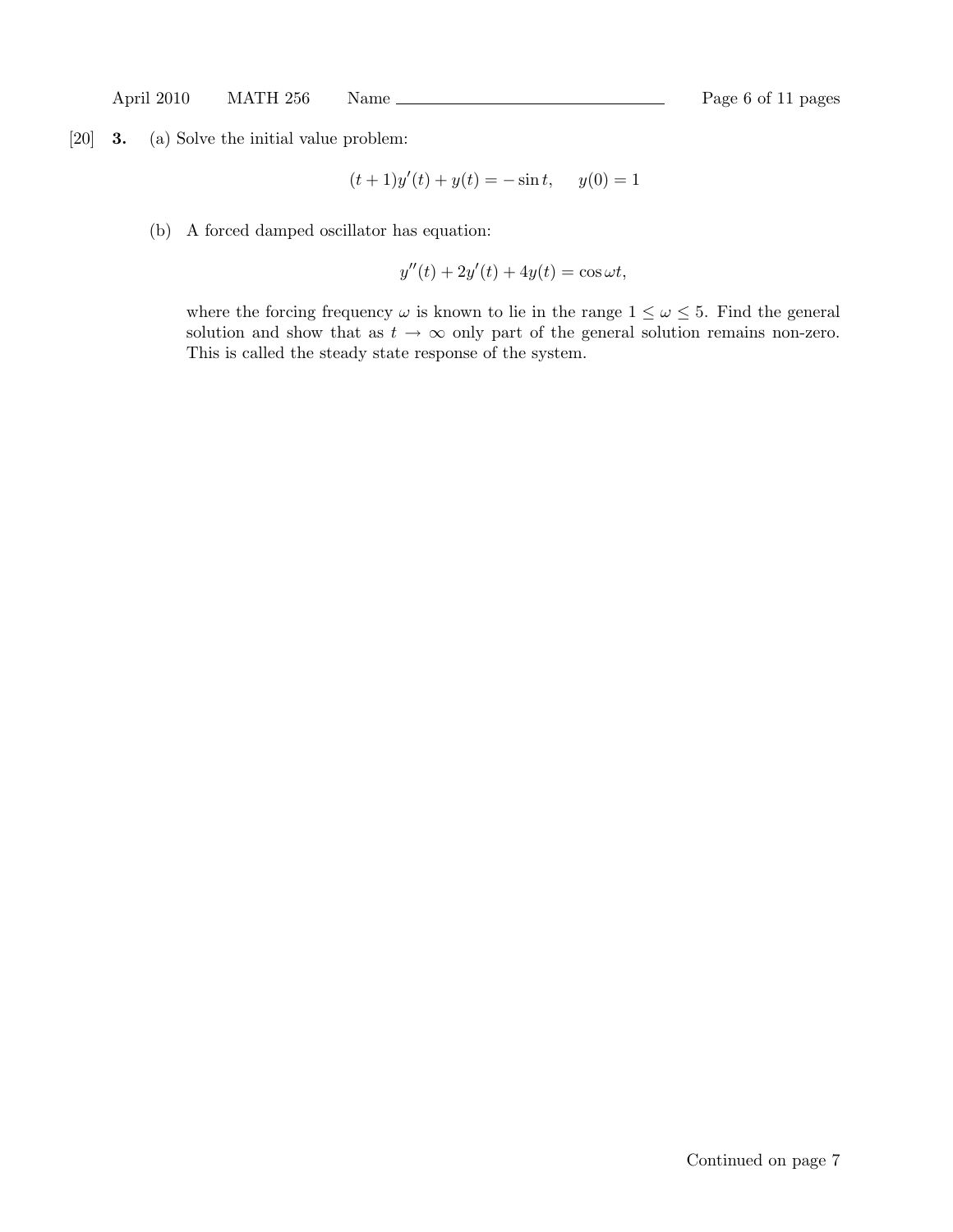[20] **3.** (a) Solve the initial value problem:

$$(t+1)y'(t) + y(t) = -\sin t, \quad y(0) = 1$$

(b) A forced damped oscillator has equation:

$$y''(t) + 2y'(t) + 4y(t) = \cos \omega t,$$

where the forcing frequency $\omega$ is known to lie in the range $1 \leq \omega \leq 5$. Find the general solution and show that as $t \to \infty$ only part of the general solution remains non-zero. This is called the steady state response of the system.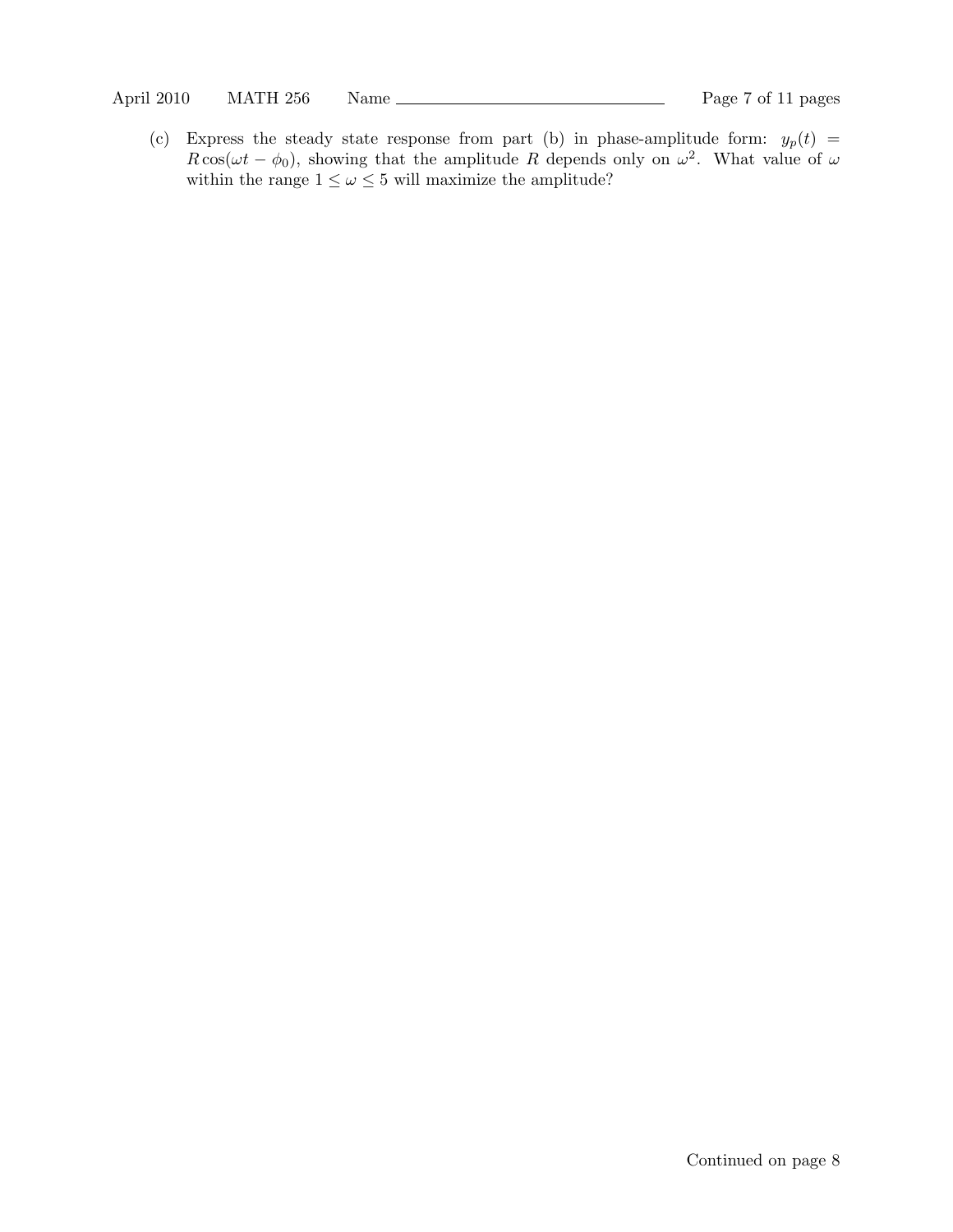(c) Express the steady state response from part (b) in phase-amplitude form: $y_p(t) = R\cos(\omega t - \phi_0)$, showing that the amplitude $R$ depends only on $\omega^2$. What value of $\omega$ within the range $1 \leq \omega \leq 5$ will maximize the amplitude?

Continued on page 8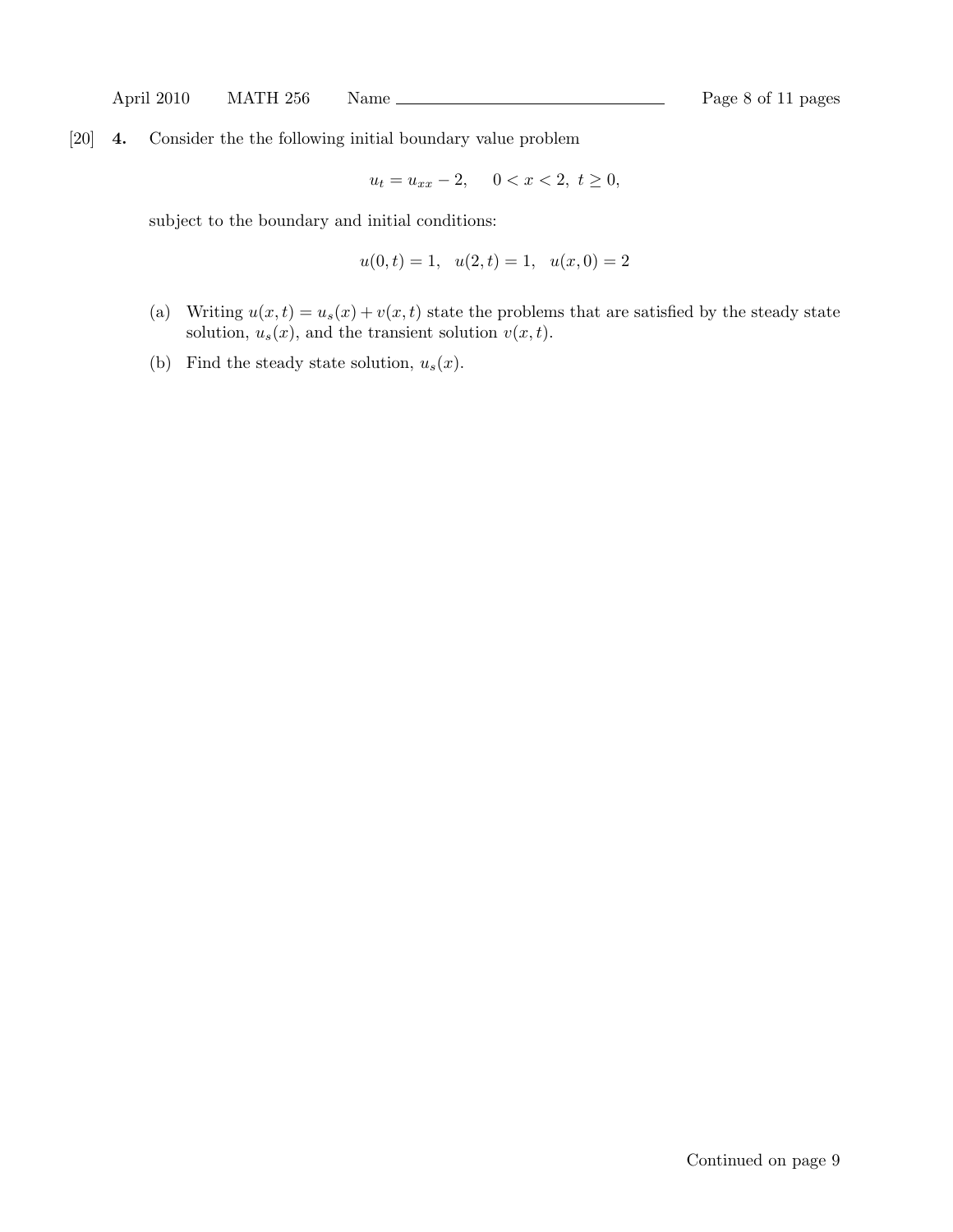[20] **4.** Consider the the following initial boundary value problem

$$u_t = u_{xx} - 2, \quad 0 < x < 2, \ t \geq 0,$$

subject to the boundary and initial conditions:

$$u(0, t) = 1, \quad u(2, t) = 1, \quad u(x, 0) = 2$$

(a) Writing $u(x, t) = u_s(x) + v(x, t)$ state the problems that are satisfied by the steady state solution, $u_s(x)$, and the transient solution $v(x, t)$.

(b) Find the steady state solution, $u_s(x)$.

Continued on page 9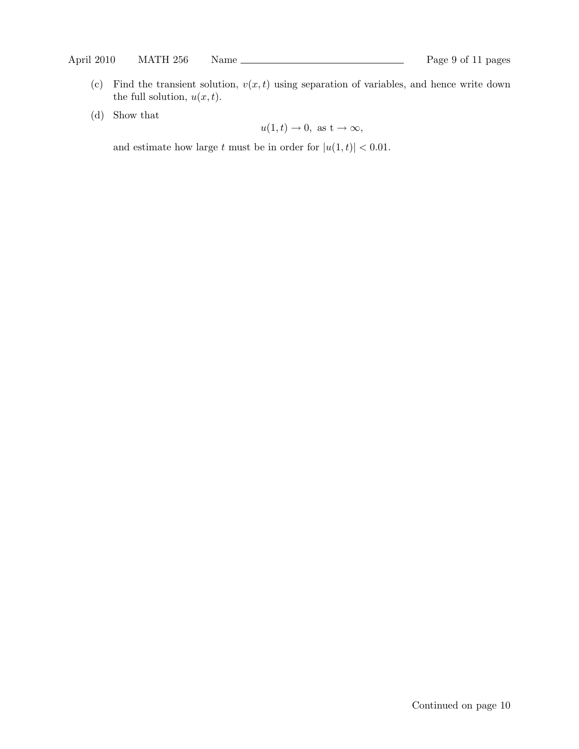(c) Find the transient solution, $v(x,t)$ using separation of variables, and hence write down the full solution, $u(x,t)$.

(d) Show that

$$u(1,t) \to 0, \text{ as t} \to \infty,$$

and estimate how large $t$ must be in order for $|u(1,t)| < 0.01$.

Continued on page 10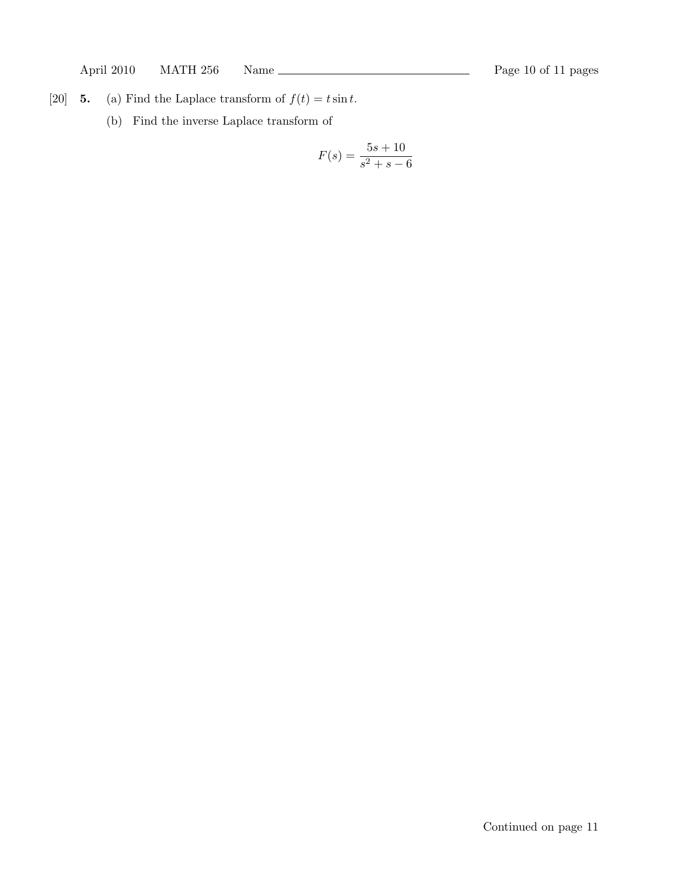[20] **5.** (a) Find the Laplace transform of $f(t) = t \sin t$.

(b) Find the inverse Laplace transform of

$$F(s) = \frac{5s + 10}{s^2 + s - 6}$$

Continued on page 11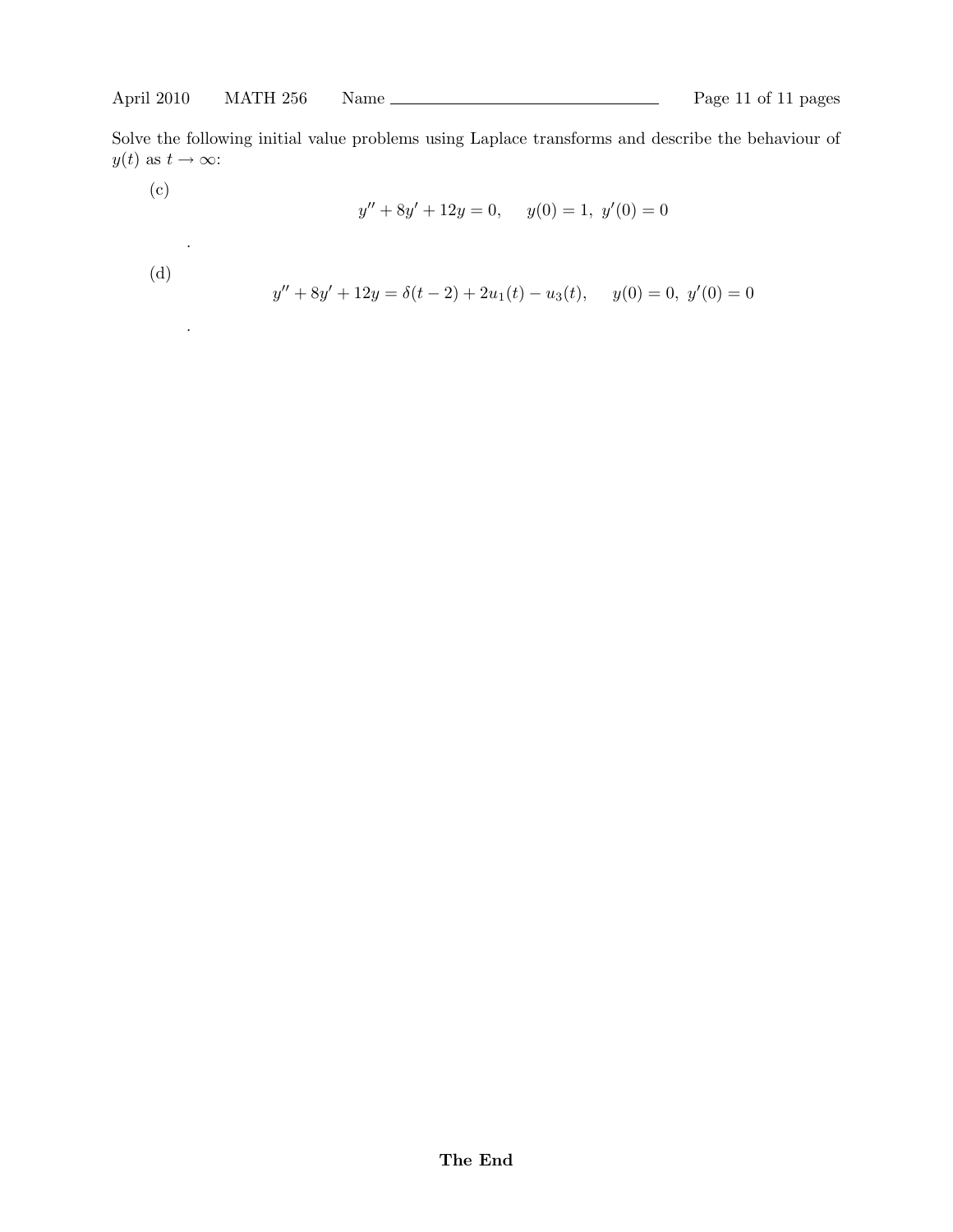Solve the following initial value problems using Laplace transforms and describe the behaviour of $y(t)$ as $t \to \infty$:

(c)

$$y'' + 8y' + 12y = 0, \quad y(0) = 1, \; y'(0) = 0$$

.

(d)

$$y'' + 8y' + 12y = \delta(t-2) + 2u_1(t) - u_3(t), \quad y(0) = 0, \; y'(0) = 0$$

.

**The End**